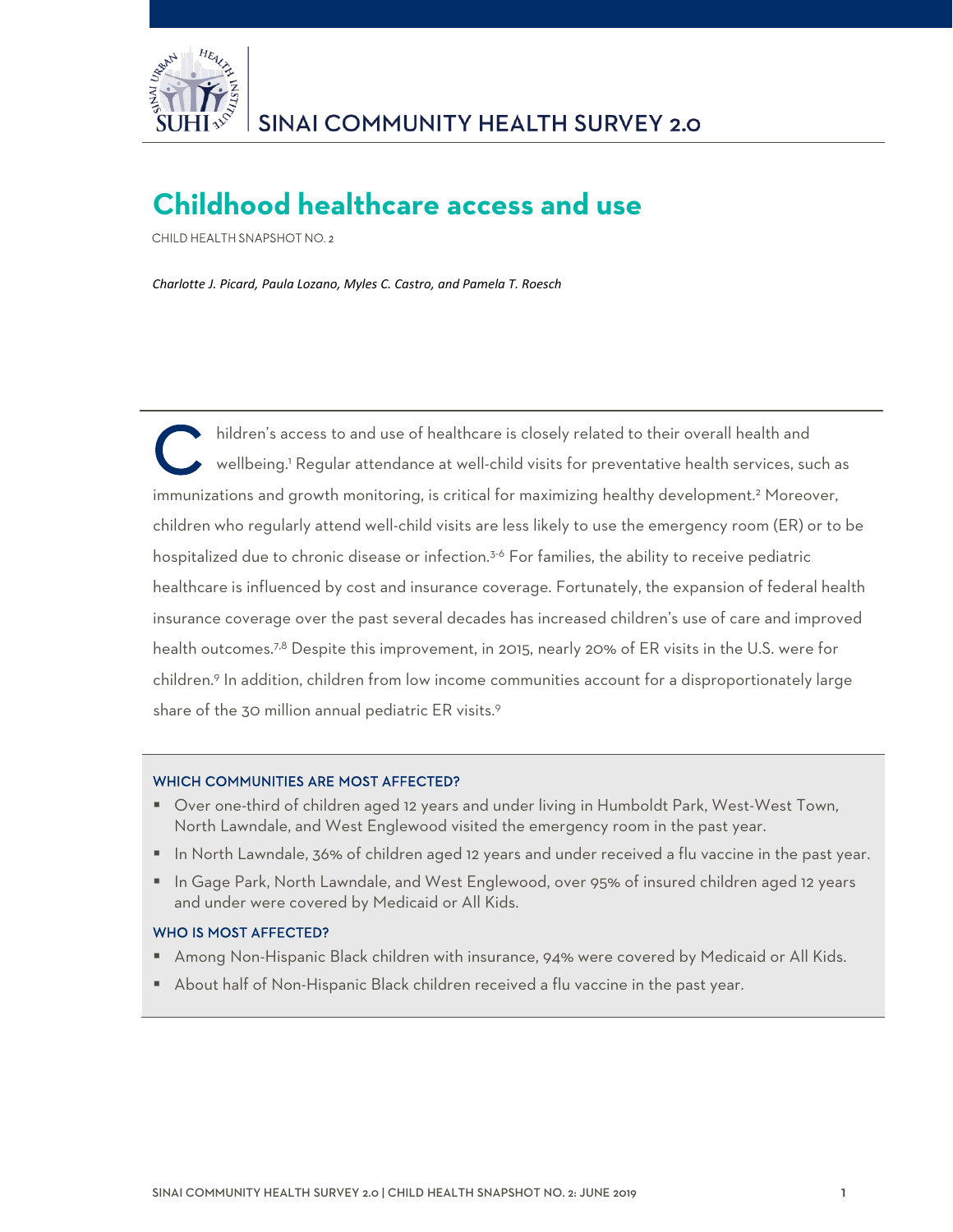SINAI COMMUNITY HEALTH SURVEY 2.0

# Childhood healthcare access and use

CHILD HEALTH SNAPSHOT NO. 2

*Charlotte J. Picard, Paula Lozano, Myles C. Castro, and Pamela T. Roesch*

Children's access to and use of healthcare is closely related to their overall health and wellbeing.[1] Regular attendance at well-child visits for preventative health services, such as immunizations and growth monitoring, is critical for maximizing healthy development.[2] Moreover, children who regularly attend well-child visits are less likely to use the emergency room (ER) or to be hospitalized due to chronic disease or infection.[3-6] For families, the ability to receive pediatric healthcare is influenced by cost and insurance coverage. Fortunately, the expansion of federal health insurance coverage over the past several decades has increased children's use of care and improved health outcomes.[7,8] Despite this improvement, in 2015, nearly 20% of ER visits in the U.S. were for children.[9] In addition, children from low income communities account for a disproportionately large share of the 30 million annual pediatric ER visits.[9]

### WHICH COMMUNITIES ARE MOST AFFECTED?

- Over one-third of children aged 12 years and under living in Humboldt Park, West-West Town, North Lawndale, and West Englewood visited the emergency room in the past year.
- In North Lawndale, 36% of children aged 12 years and under received a flu vaccine in the past year.
- In Gage Park, North Lawndale, and West Englewood, over 95% of insured children aged 12 years and under were covered by Medicaid or All Kids.

### WHO IS MOST AFFECTED?

- Among Non-Hispanic Black children with insurance, 94% were covered by Medicaid or All Kids.
- About half of Non-Hispanic Black children received a flu vaccine in the past year.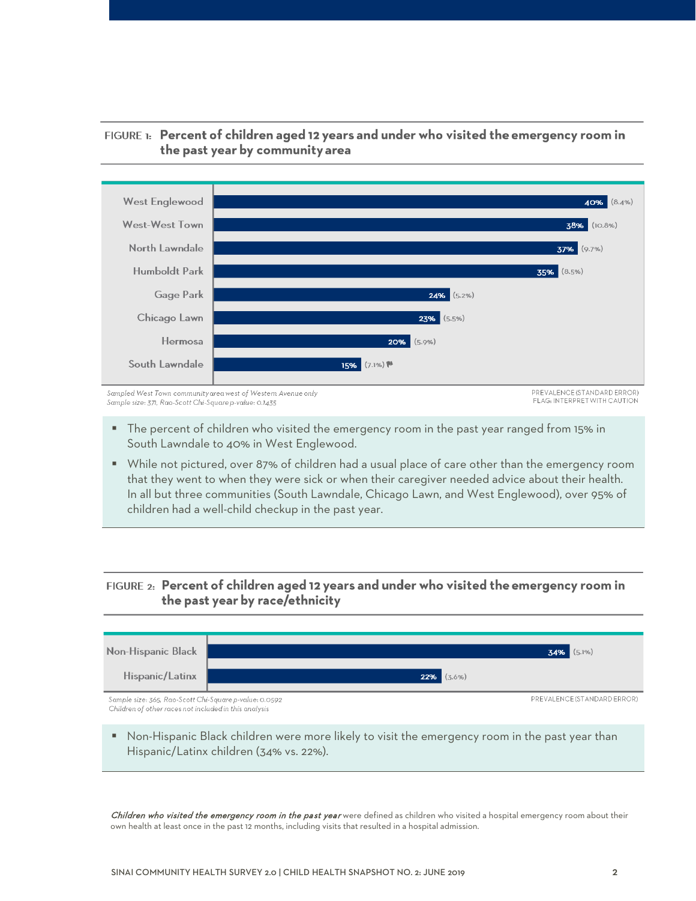**FIGURE 1: Percent of children aged 12 years and under who visited the emergency room in the past year by community area**

| Community area | Prevalence | (Standard error) |
|---|---|---|
| West Englewood | 40% | (8.4%) |
| West-West Town | 38% | (10.8%) |
| North Lawndale | 37% | (9.7%) |
| Humboldt Park | 35% | (8.5%) |
| Gage Park | 24% | (5.2%) |
| Chicago Lawn | 23% | (5.5%) |
| Hermosa | 20% | (5.9%) |
| South Lawndale | 15% | (7.1%) ⚑ |

*Sampled West Town community area west of Western Avenue only*
*Sample size: 371, Rao-Scott Chi-Square p-value: 0.1435*

PREVALENCE (STANDARD ERROR)
FLAG: INTERPRET WITH CAUTION

- The percent of children who visited the emergency room in the past year ranged from 15% in South Lawndale to 40% in West Englewood.
- While not pictured, over 87% of children had a usual place of care other than the emergency room that they went to when they were sick or when their caregiver needed advice about their health. In all but three communities (South Lawndale, Chicago Lawn, and West Englewood), over 95% of children had a well-child checkup in the past year.

**FIGURE 2: Percent of children aged 12 years and under who visited the emergency room in the past year by race/ethnicity**

| Race/ethnicity | Prevalence | (Standard error) |
|---|---|---|
| Non-Hispanic Black | 34% | (5.1%) |
| Hispanic/Latinx | 22% | (3.6%) |

*Sample size: 365, Rao-Scott Chi-Square p-value: 0.0592*
*Children of other races not included in this analysis*

PREVALENCE (STANDARD ERROR)

- Non-Hispanic Black children were more likely to visit the emergency room in the past year than Hispanic/Latinx children (34% vs. 22%).

***Children who visited the emergency room in the past year*** were defined as children who visited a hospital emergency room about their own health at least once in the past 12 months, including visits that resulted in a hospital admission.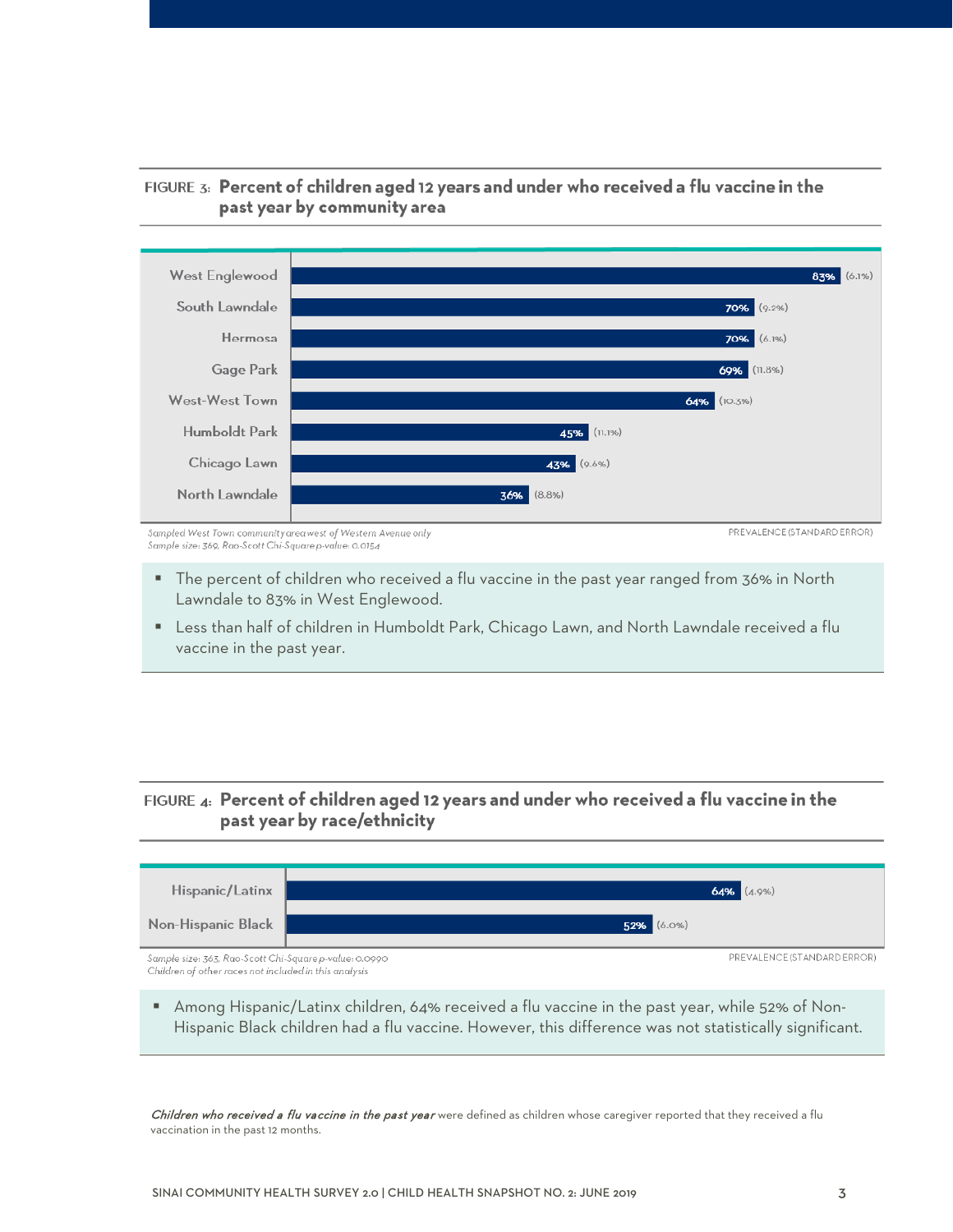**FIGURE 3: Percent of children aged 12 years and under who received a flu vaccine in the past year by community area**

| Community area | Prevalence | (Standard error) |
|---|---|---|
| West Englewood | 83% | (6.1%) |
| South Lawndale | 70% | (9.2%) |
| Hermosa | 70% | (6.1%) |
| Gage Park | 69% | (11.8%) |
| West-West Town | 64% | (10.3%) |
| Humboldt Park | 45% | (11.1%) |
| Chicago Lawn | 43% | (9.6%) |
| North Lawndale | 36% | (8.8%) |

*Sampled West Town community area west of Western Avenue only*
*Sample size: 369, Rao-Scott Chi-Square p-value: 0.0154*

PREVALENCE (STANDARD ERROR)

- The percent of children who received a flu vaccine in the past year ranged from 36% in North Lawndale to 83% in West Englewood.
- Less than half of children in Humboldt Park, Chicago Lawn, and North Lawndale received a flu vaccine in the past year.

**FIGURE 4: Percent of children aged 12 years and under who received a flu vaccine in the past year by race/ethnicity**

| Race/ethnicity | Prevalence | (Standard error) |
|---|---|---|
| Hispanic/Latinx | 64% | (4.9%) |
| Non-Hispanic Black | 52% | (6.0%) |

*Sample size: 363, Rao-Scott Chi-Square p-value: 0.0990*
*Children of other races not included in this analysis*

PREVALENCE (STANDARD ERROR)

- Among Hispanic/Latinx children, 64% received a flu vaccine in the past year, while 52% of Non-Hispanic Black children had a flu vaccine. However, this difference was not statistically significant.

***Children who received a flu vaccine in the past year*** were defined as children whose caregiver reported that they received a flu vaccination in the past 12 months.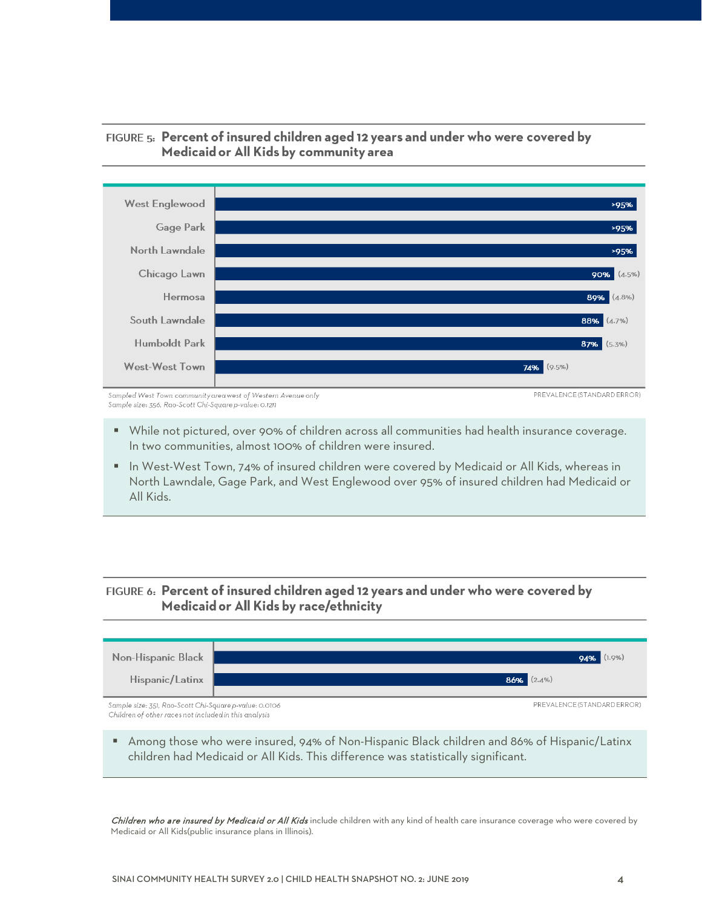**FIGURE 5: Percent of insured children aged 12 years and under who were covered by Medicaid or All Kids by community area**

| Community area | Prevalence (Standard Error) |
|---|---|
| West Englewood | >95% |
| Gage Park | >95% |
| North Lawndale | >95% |
| Chicago Lawn | 90% (4.5%) |
| Hermosa | 89% (4.8%) |
| South Lawndale | 88% (4.7%) |
| Humboldt Park | 87% (5.3%) |
| West-West Town | 74% (9.5%) |

*Sampled West Town community area west of Western Avenue only*
*Sample size: 356, Rao-Scott Chi-Square p-value: 0.1211*

PREVALENCE (STANDARD ERROR)

- While not pictured, over 90% of children across all communities had health insurance coverage. In two communities, almost 100% of children were insured.
- In West-West Town, 74% of insured children were covered by Medicaid or All Kids, whereas in North Lawndale, Gage Park, and West Englewood over 95% of insured children had Medicaid or All Kids.

**FIGURE 6: Percent of insured children aged 12 years and under who were covered by Medicaid or All Kids by race/ethnicity**

| Race/ethnicity | Prevalence (Standard Error) |
|---|---|
| Non-Hispanic Black | 94% (1.9%) |
| Hispanic/Latinx | 86% (2.4%) |

*Sample size: 351, Rao-Scott Chi-Square p-value: 0.0106*
*Children of other races not included in this analysis*

PREVALENCE (STANDARD ERROR)

- Among those who were insured, 94% of Non-Hispanic Black children and 86% of Hispanic/Latinx children had Medicaid or All Kids. This difference was statistically significant.

***Children who are insured by Medicaid or All Kids*** include children with any kind of health care insurance coverage who were covered by Medicaid or All Kids(public insurance plans in Illinois).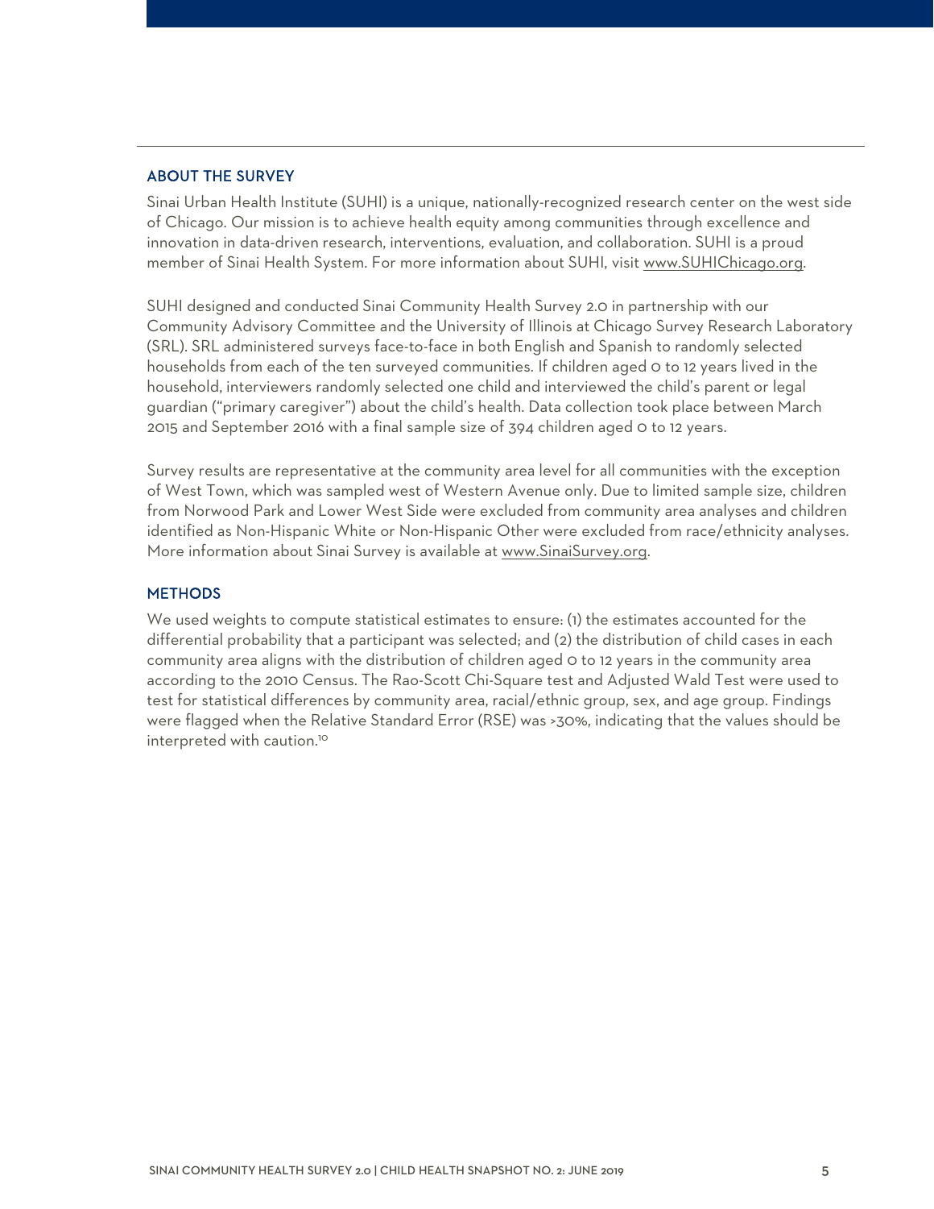## ABOUT THE SURVEY

Sinai Urban Health Institute (SUHI) is a unique, nationally-recognized research center on the west side of Chicago. Our mission is to achieve health equity among communities through excellence and innovation in data-driven research, interventions, evaluation, and collaboration. SUHI is a proud member of Sinai Health System. For more information about SUHI, visit www.SUHIChicago.org.

SUHI designed and conducted Sinai Community Health Survey 2.0 in partnership with our Community Advisory Committee and the University of Illinois at Chicago Survey Research Laboratory (SRL). SRL administered surveys face-to-face in both English and Spanish to randomly selected households from each of the ten surveyed communities. If children aged 0 to 12 years lived in the household, interviewers randomly selected one child and interviewed the child's parent or legal guardian ("primary caregiver") about the child's health. Data collection took place between March 2015 and September 2016 with a final sample size of 394 children aged 0 to 12 years.

Survey results are representative at the community area level for all communities with the exception of West Town, which was sampled west of Western Avenue only. Due to limited sample size, children from Norwood Park and Lower West Side were excluded from community area analyses and children identified as Non-Hispanic White or Non-Hispanic Other were excluded from race/ethnicity analyses. More information about Sinai Survey is available at www.SinaiSurvey.org.

## METHODS

We used weights to compute statistical estimates to ensure: (1) the estimates accounted for the differential probability that a participant was selected; and (2) the distribution of child cases in each community area aligns with the distribution of children aged 0 to 12 years in the community area according to the 2010 Census. The Rao-Scott Chi-Square test and Adjusted Wald Test were used to test for statistical differences by community area, racial/ethnic group, sex, and age group. Findings were flagged when the Relative Standard Error (RSE) was >30%, indicating that the values should be interpreted with caution.[10]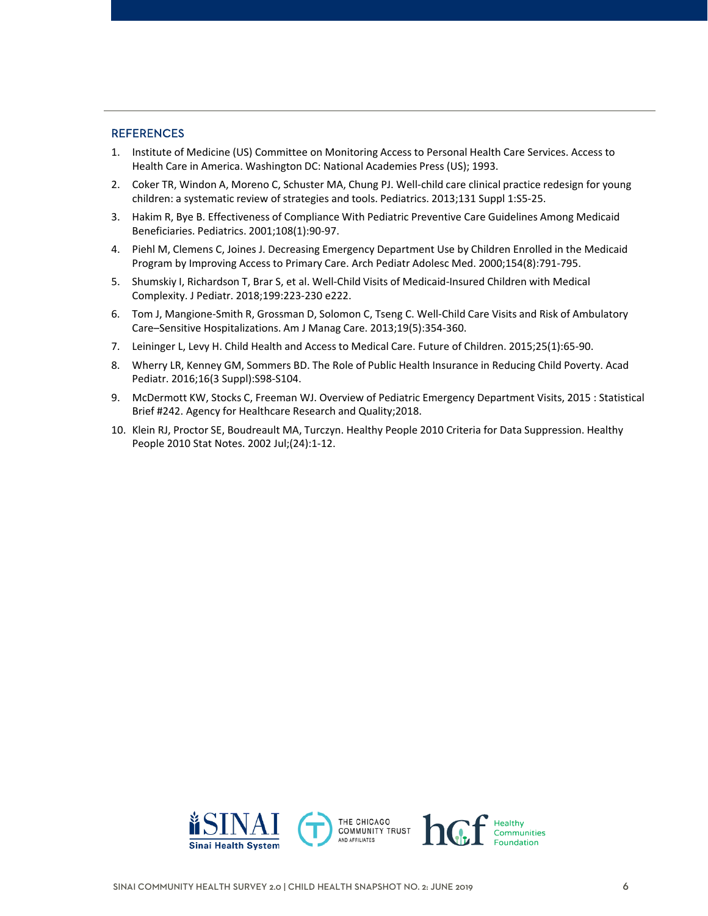## REFERENCES

1. Institute of Medicine (US) Committee on Monitoring Access to Personal Health Care Services. Access to Health Care in America. Washington DC: National Academies Press (US); 1993.
2. Coker TR, Windon A, Moreno C, Schuster MA, Chung PJ. Well-child care clinical practice redesign for young children: a systematic review of strategies and tools. Pediatrics. 2013;131 Suppl 1:S5-25.
3. Hakim R, Bye B. Effectiveness of Compliance With Pediatric Preventive Care Guidelines Among Medicaid Beneficiaries. Pediatrics. 2001;108(1):90-97.
4. Piehl M, Clemens C, Joines J. Decreasing Emergency Department Use by Children Enrolled in the Medicaid Program by Improving Access to Primary Care. Arch Pediatr Adolesc Med. 2000;154(8):791-795.
5. Shumskiy I, Richardson T, Brar S, et al. Well-Child Visits of Medicaid-Insured Children with Medical Complexity. J Pediatr. 2018;199:223-230 e222.
6. Tom J, Mangione-Smith R, Grossman D, Solomon C, Tseng C. Well-Child Care Visits and Risk of Ambulatory Care–Sensitive Hospitalizations. Am J Manag Care. 2013;19(5):354-360.
7. Leininger L, Levy H. Child Health and Access to Medical Care. Future of Children. 2015;25(1):65-90.
8. Wherry LR, Kenney GM, Sommers BD. The Role of Public Health Insurance in Reducing Child Poverty. Acad Pediatr. 2016;16(3 Suppl):S98-S104.
9. McDermott KW, Stocks C, Freeman WJ. Overview of Pediatric Emergency Department Visits, 2015 : Statistical Brief #242. Agency for Healthcare Research and Quality;2018.
10. Klein RJ, Proctor SE, Boudreault MA, Turczyn. Healthy People 2010 Criteria for Data Suppression. Healthy People 2010 Stat Notes. 2002 Jul;(24):1-12.

SINAI Sinai Health System | THE CHICAGO COMMUNITY TRUST AND AFFILIATES | hcf Healthy Communities Foundation